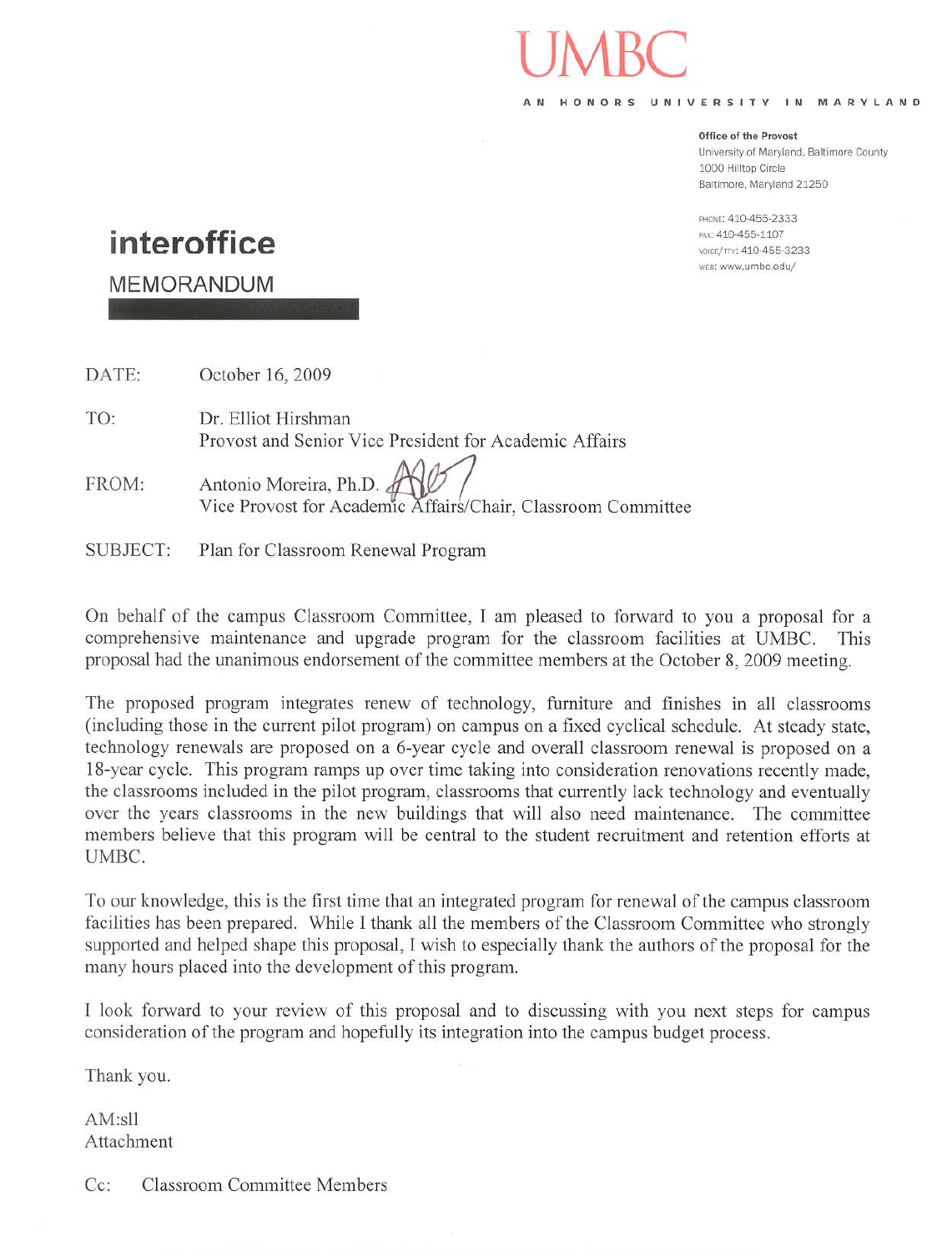# UMBC

AN HONORS UNIVERSITY IN MARYLAND

**Office of the Provost**
University of Maryland, Baltimore County
1000 Hilltop Circle
Baltimore, Maryland 21250

PHONE: 410-455-2333
FAX: 410-455-1107
VOICE/TTY: 410-455-3233
WEB: www.umbc.edu/

## interoffice

MEMORANDUM

DATE: October 16, 2009

TO: Dr. Elliot Hirshman
Provost and Senior Vice President for Academic Affairs

FROM: Antonio Moreira, Ph.D.
Vice Provost for Academic Affairs/Chair, Classroom Committee

SUBJECT: Plan for Classroom Renewal Program

On behalf of the campus Classroom Committee, I am pleased to forward to you a proposal for a comprehensive maintenance and upgrade program for the classroom facilities at UMBC. This proposal had the unanimous endorsement of the committee members at the October 8, 2009 meeting.

The proposed program integrates renew of technology, furniture and finishes in all classrooms (including those in the current pilot program) on campus on a fixed cyclical schedule. At steady state, technology renewals are proposed on a 6-year cycle and overall classroom renewal is proposed on a 18-year cycle. This program ramps up over time taking into consideration renovations recently made, the classrooms included in the pilot program, classrooms that currently lack technology and eventually over the years classrooms in the new buildings that will also need maintenance. The committee members believe that this program will be central to the student recruitment and retention efforts at UMBC.

To our knowledge, this is the first time that an integrated program for renewal of the campus classroom facilities has been prepared. While I thank all the members of the Classroom Committee who strongly supported and helped shape this proposal, I wish to especially thank the authors of the proposal for the many hours placed into the development of this program.

I look forward to your review of this proposal and to discussing with you next steps for campus consideration of the program and hopefully its integration into the campus budget process.

Thank you.

AM:sll
Attachment

Cc: Classroom Committee Members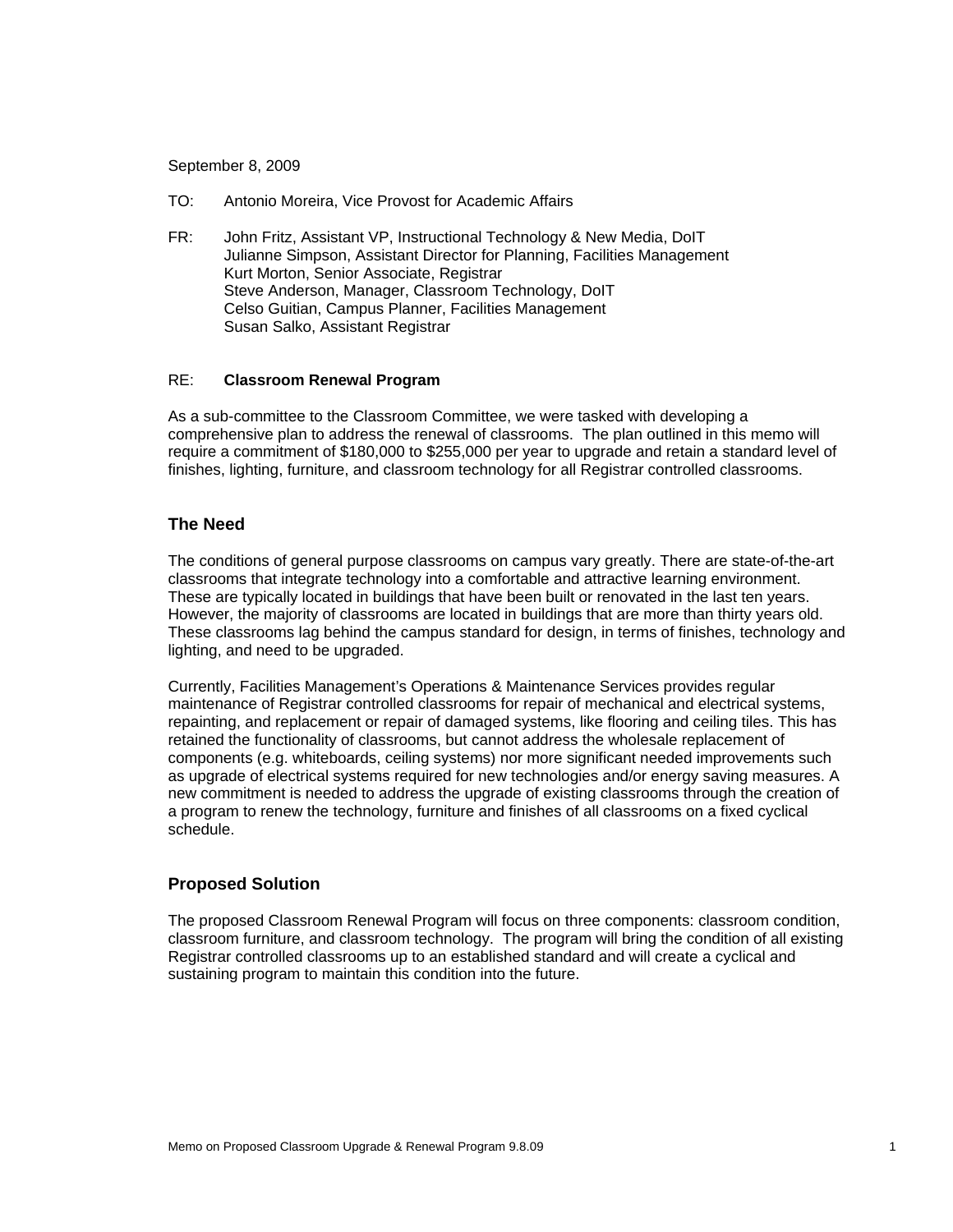September 8, 2009

TO: Antonio Moreira, Vice Provost for Academic Affairs

FR: John Fritz, Assistant VP, Instructional Technology & New Media, DoIT
Julianne Simpson, Assistant Director for Planning, Facilities Management
Kurt Morton, Senior Associate, Registrar
Steve Anderson, Manager, Classroom Technology, DoIT
Celso Guitian, Campus Planner, Facilities Management
Susan Salko, Assistant Registrar

RE: **Classroom Renewal Program**

As a sub-committee to the Classroom Committee, we were tasked with developing a comprehensive plan to address the renewal of classrooms. The plan outlined in this memo will require a commitment of $180,000 to $255,000 per year to upgrade and retain a standard level of finishes, lighting, furniture, and classroom technology for all Registrar controlled classrooms.

## The Need

The conditions of general purpose classrooms on campus vary greatly. There are state-of-the-art classrooms that integrate technology into a comfortable and attractive learning environment. These are typically located in buildings that have been built or renovated in the last ten years. However, the majority of classrooms are located in buildings that are more than thirty years old. These classrooms lag behind the campus standard for design, in terms of finishes, technology and lighting, and need to be upgraded.

Currently, Facilities Management's Operations & Maintenance Services provides regular maintenance of Registrar controlled classrooms for repair of mechanical and electrical systems, repainting, and replacement or repair of damaged systems, like flooring and ceiling tiles. This has retained the functionality of classrooms, but cannot address the wholesale replacement of components (e.g. whiteboards, ceiling systems) nor more significant needed improvements such as upgrade of electrical systems required for new technologies and/or energy saving measures. A new commitment is needed to address the upgrade of existing classrooms through the creation of a program to renew the technology, furniture and finishes of all classrooms on a fixed cyclical schedule.

## Proposed Solution

The proposed Classroom Renewal Program will focus on three components: classroom condition, classroom furniture, and classroom technology. The program will bring the condition of all existing Registrar controlled classrooms up to an established standard and will create a cyclical and sustaining program to maintain this condition into the future.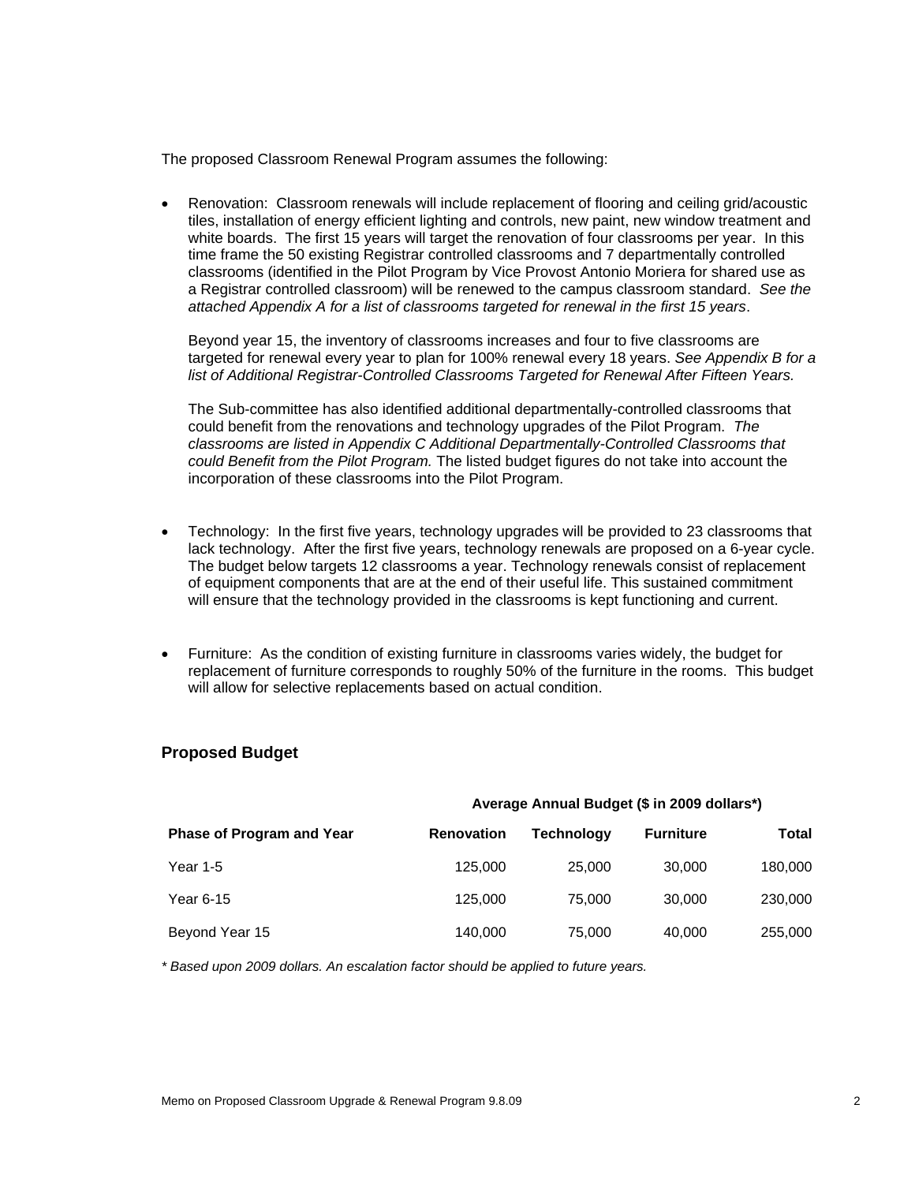The proposed Classroom Renewal Program assumes the following:

- Renovation: Classroom renewals will include replacement of flooring and ceiling grid/acoustic tiles, installation of energy efficient lighting and controls, new paint, new window treatment and white boards. The first 15 years will target the renovation of four classrooms per year. In this time frame the 50 existing Registrar controlled classrooms and 7 departmentally controlled classrooms (identified in the Pilot Program by Vice Provost Antonio Moriera for shared use as a Registrar controlled classroom) will be renewed to the campus classroom standard. *See the attached Appendix A for a list of classrooms targeted for renewal in the first 15 years*.

  Beyond year 15, the inventory of classrooms increases and four to five classrooms are targeted for renewal every year to plan for 100% renewal every 18 years. *See Appendix B for a list of Additional Registrar-Controlled Classrooms Targeted for Renewal After Fifteen Years.*

  The Sub-committee has also identified additional departmentally-controlled classrooms that could benefit from the renovations and technology upgrades of the Pilot Program. *The classrooms are listed in Appendix C Additional Departmentally-Controlled Classrooms that could Benefit from the Pilot Program.* The listed budget figures do not take into account the incorporation of these classrooms into the Pilot Program.

- Technology: In the first five years, technology upgrades will be provided to 23 classrooms that lack technology. After the first five years, technology renewals are proposed on a 6-year cycle. The budget below targets 12 classrooms a year. Technology renewals consist of replacement of equipment components that are at the end of their useful life. This sustained commitment will ensure that the technology provided in the classrooms is kept functioning and current.

- Furniture: As the condition of existing furniture in classrooms varies widely, the budget for replacement of furniture corresponds to roughly 50% of the furniture in the rooms. This budget will allow for selective replacements based on actual condition.

## Proposed Budget

| | **Average Annual Budget ($ in 2009 dollars*)** | | | |
|---|---|---|---|---|
| **Phase of Program and Year** | **Renovation** | **Technology** | **Furniture** | **Total** |
| Year 1-5 | 125,000 | 25,000 | 30,000 | 180,000 |
| Year 6-15 | 125,000 | 75,000 | 30,000 | 230,000 |
| Beyond Year 15 | 140,000 | 75,000 | 40,000 | 255,000 |

*\* Based upon 2009 dollars. An escalation factor should be applied to future years.*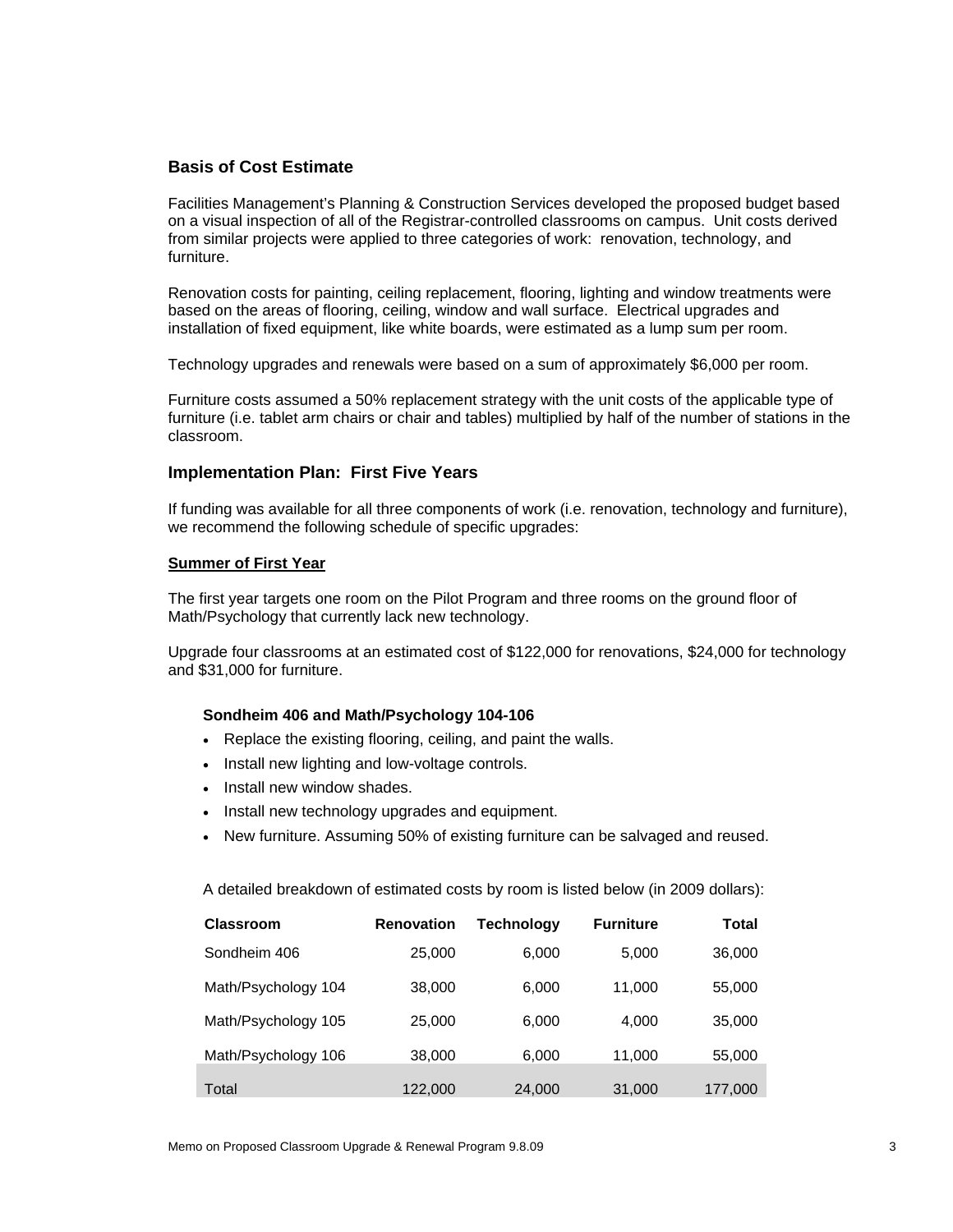## Basis of Cost Estimate

Facilities Management's Planning & Construction Services developed the proposed budget based on a visual inspection of all of the Registrar-controlled classrooms on campus. Unit costs derived from similar projects were applied to three categories of work: renovation, technology, and furniture.

Renovation costs for painting, ceiling replacement, flooring, lighting and window treatments were based on the areas of flooring, ceiling, window and wall surface. Electrical upgrades and installation of fixed equipment, like white boards, were estimated as a lump sum per room.

Technology upgrades and renewals were based on a sum of approximately $6,000 per room.

Furniture costs assumed a 50% replacement strategy with the unit costs of the applicable type of furniture (i.e. tablet arm chairs or chair and tables) multiplied by half of the number of stations in the classroom.

## Implementation Plan: First Five Years

If funding was available for all three components of work (i.e. renovation, technology and furniture), we recommend the following schedule of specific upgrades:

**Summer of First Year**

The first year targets one room on the Pilot Program and three rooms on the ground floor of Math/Psychology that currently lack new technology.

Upgrade four classrooms at an estimated cost of $122,000 for renovations, $24,000 for technology and $31,000 for furniture.

#### Sondheim 406 and Math/Psychology 104-106

- Replace the existing flooring, ceiling, and paint the walls.
- Install new lighting and low-voltage controls.
- Install new window shades.
- Install new technology upgrades and equipment.
- New furniture. Assuming 50% of existing furniture can be salvaged and reused.

A detailed breakdown of estimated costs by room is listed below (in 2009 dollars):

| Classroom | Renovation | Technology | Furniture | Total |
|---|---|---|---|---|
| Sondheim 406 | 25,000 | 6,000 | 5,000 | 36,000 |
| Math/Psychology 104 | 38,000 | 6,000 | 11,000 | 55,000 |
| Math/Psychology 105 | 25,000 | 6,000 | 4,000 | 35,000 |
| Math/Psychology 106 | 38,000 | 6,000 | 11,000 | 55,000 |
| Total | 122,000 | 24,000 | 31,000 | 177,000 |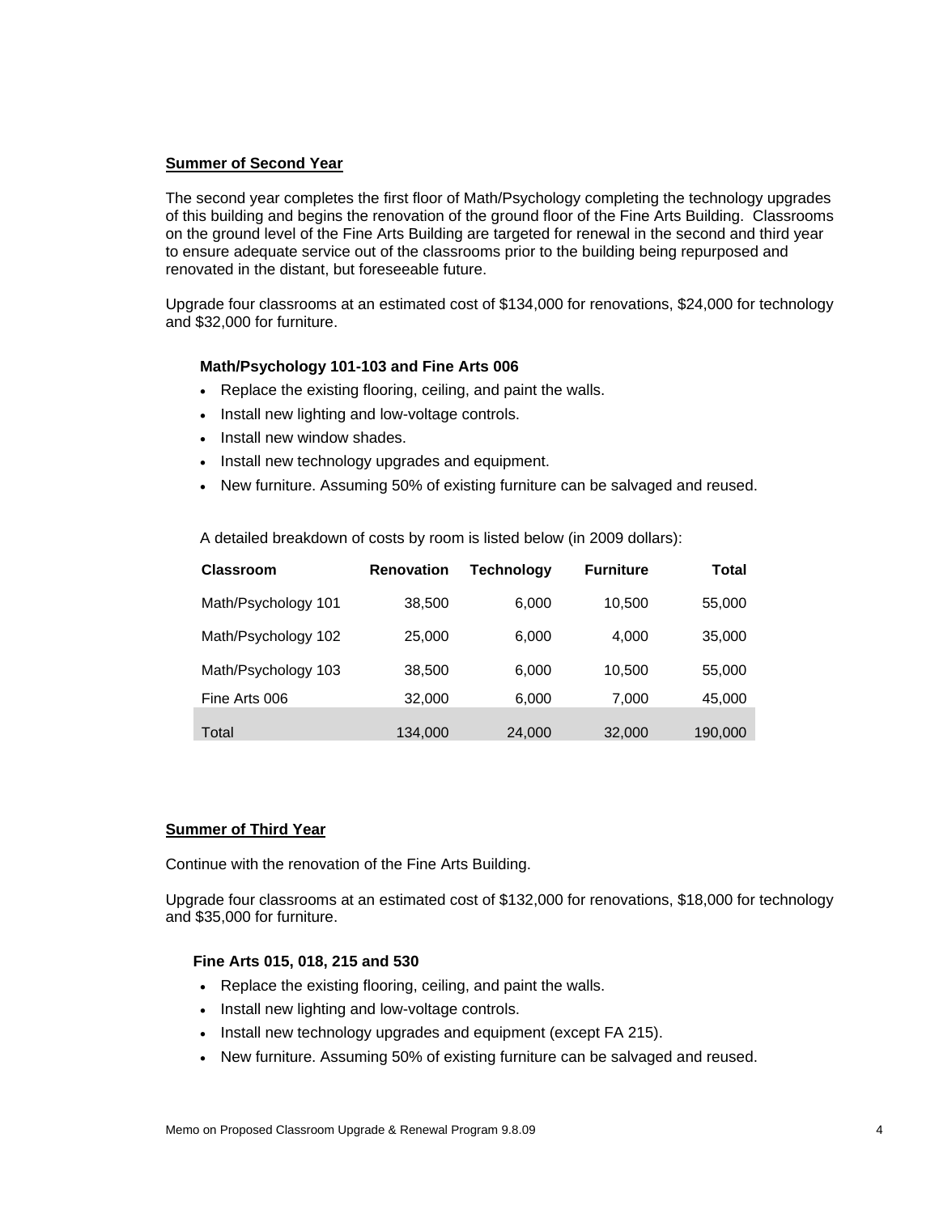**Summer of Second Year**

The second year completes the first floor of Math/Psychology completing the technology upgrades of this building and begins the renovation of the ground floor of the Fine Arts Building. Classrooms on the ground level of the Fine Arts Building are targeted for renewal in the second and third year to ensure adequate service out of the classrooms prior to the building being repurposed and renovated in the distant, but foreseeable future.

Upgrade four classrooms at an estimated cost of $134,000 for renovations, $24,000 for technology and $32,000 for furniture.

**Math/Psychology 101-103 and Fine Arts 006**

- Replace the existing flooring, ceiling, and paint the walls.
- Install new lighting and low-voltage controls.
- Install new window shades.
- Install new technology upgrades and equipment.
- New furniture. Assuming 50% of existing furniture can be salvaged and reused.

A detailed breakdown of costs by room is listed below (in 2009 dollars):

| Classroom | Renovation | Technology | Furniture | Total |
|---|---|---|---|---|
| Math/Psychology 101 | 38,500 | 6,000 | 10,500 | 55,000 |
| Math/Psychology 102 | 25,000 | 6,000 | 4,000 | 35,000 |
| Math/Psychology 103 | 38,500 | 6,000 | 10,500 | 55,000 |
| Fine Arts 006 | 32,000 | 6,000 | 7,000 | 45,000 |
| Total | 134,000 | 24,000 | 32,000 | 190,000 |

**Summer of Third Year**

Continue with the renovation of the Fine Arts Building.

Upgrade four classrooms at an estimated cost of $132,000 for renovations, $18,000 for technology and $35,000 for furniture.

**Fine Arts 015, 018, 215 and 530**

- Replace the existing flooring, ceiling, and paint the walls.
- Install new lighting and low-voltage controls.
- Install new technology upgrades and equipment (except FA 215).
- New furniture. Assuming 50% of existing furniture can be salvaged and reused.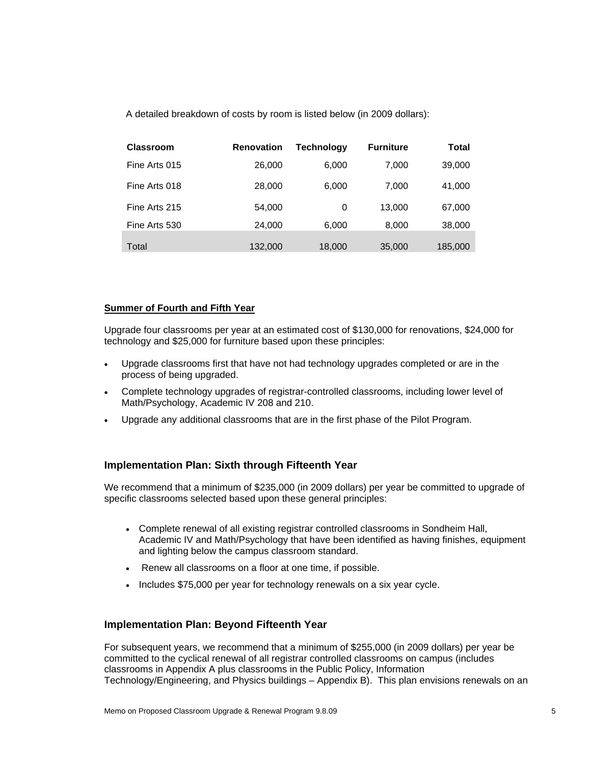A detailed breakdown of costs by room is listed below (in 2009 dollars):

| Classroom | Renovation | Technology | Furniture | Total |
|---|---|---|---|---|
| Fine Arts 015 | 26,000 | 6,000 | 7,000 | 39,000 |
| Fine Arts 018 | 28,000 | 6,000 | 7,000 | 41,000 |
| Fine Arts 215 | 54,000 | 0 | 13,000 | 67,000 |
| Fine Arts 530 | 24,000 | 6,000 | 8,000 | 38,000 |
| Total | 132,000 | 18,000 | 35,000 | 185,000 |

**Summer of Fourth and Fifth Year**

Upgrade four classrooms per year at an estimated cost of $130,000 for renovations, $24,000 for technology and $25,000 for furniture based upon these principles:

- Upgrade classrooms first that have not had technology upgrades completed or are in the process of being upgraded.
- Complete technology upgrades of registrar-controlled classrooms, including lower level of Math/Psychology, Academic IV 208 and 210.
- Upgrade any additional classrooms that are in the first phase of the Pilot Program.

### Implementation Plan: Sixth through Fifteenth Year

We recommend that a minimum of $235,000 (in 2009 dollars) per year be committed to upgrade of specific classrooms selected based upon these general principles:

- Complete renewal of all existing registrar controlled classrooms in Sondheim Hall, Academic IV and Math/Psychology that have been identified as having finishes, equipment and lighting below the campus classroom standard.
- Renew all classrooms on a floor at one time, if possible.
- Includes $75,000 per year for technology renewals on a six year cycle.

### Implementation Plan: Beyond Fifteenth Year

For subsequent years, we recommend that a minimum of $255,000 (in 2009 dollars) per year be committed to the cyclical renewal of all registrar controlled classrooms on campus (includes classrooms in Appendix A plus classrooms in the Public Policy, Information Technology/Engineering, and Physics buildings – Appendix B). This plan envisions renewals on an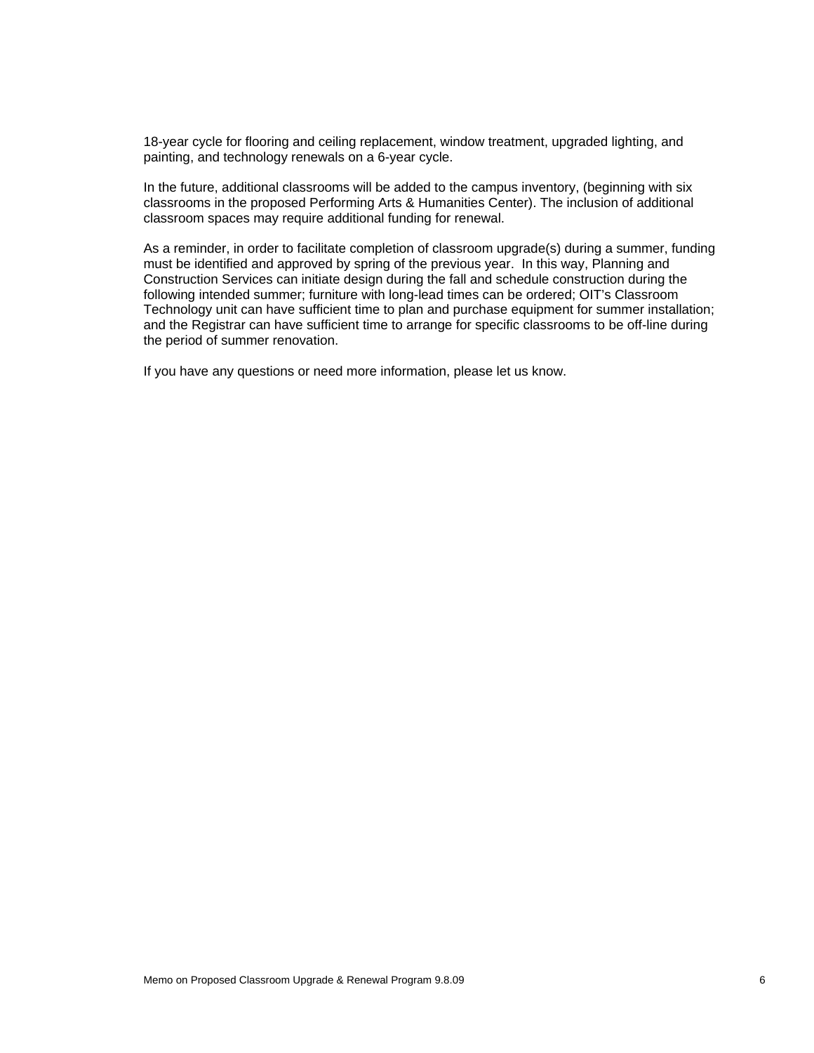18-year cycle for flooring and ceiling replacement, window treatment, upgraded lighting, and painting, and technology renewals on a 6-year cycle.

In the future, additional classrooms will be added to the campus inventory, (beginning with six classrooms in the proposed Performing Arts & Humanities Center). The inclusion of additional classroom spaces may require additional funding for renewal.

As a reminder, in order to facilitate completion of classroom upgrade(s) during a summer, funding must be identified and approved by spring of the previous year. In this way, Planning and Construction Services can initiate design during the fall and schedule construction during the following intended summer; furniture with long-lead times can be ordered; OIT's Classroom Technology unit can have sufficient time to plan and purchase equipment for summer installation; and the Registrar can have sufficient time to arrange for specific classrooms to be off-line during the period of summer renovation.

If you have any questions or need more information, please let us know.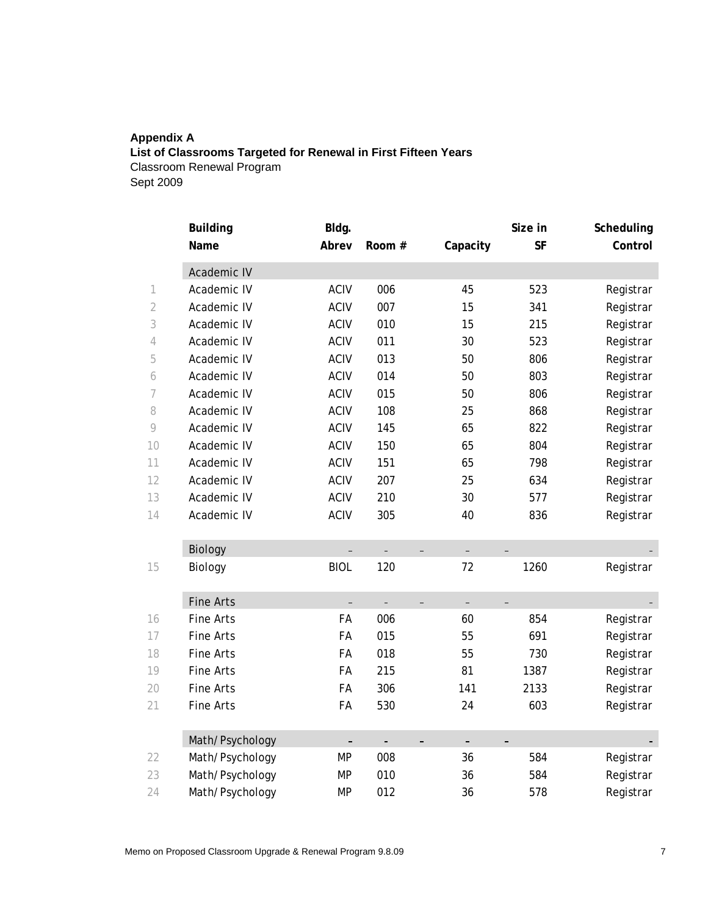**Appendix A**
**List of Classrooms Targeted for Renewal in First Fifteen Years**
Classroom Renewal Program
Sept 2009

| | Building Name | Bldg. Abrev | Room # | Capacity | Size in SF | Scheduling Control |
|---|---|---|---|---|---|---|
| | Academic IV | | | | | |
| 1 | Academic IV | ACIV | 006 | 45 | 523 | Registrar |
| 2 | Academic IV | ACIV | 007 | 15 | 341 | Registrar |
| 3 | Academic IV | ACIV | 010 | 15 | 215 | Registrar |
| 4 | Academic IV | ACIV | 011 | 30 | 523 | Registrar |
| 5 | Academic IV | ACIV | 013 | 50 | 806 | Registrar |
| 6 | Academic IV | ACIV | 014 | 50 | 803 | Registrar |
| 7 | Academic IV | ACIV | 015 | 50 | 806 | Registrar |
| 8 | Academic IV | ACIV | 108 | 25 | 868 | Registrar |
| 9 | Academic IV | ACIV | 145 | 65 | 822 | Registrar |
| 10 | Academic IV | ACIV | 150 | 65 | 804 | Registrar |
| 11 | Academic IV | ACIV | 151 | 65 | 798 | Registrar |
| 12 | Academic IV | ACIV | 207 | 25 | 634 | Registrar |
| 13 | Academic IV | ACIV | 210 | 30 | 577 | Registrar |
| 14 | Academic IV | ACIV | 305 | 40 | 836 | Registrar |
| | Biology | – | – | – | – | - |
| 15 | Biology | BIOL | 120 | 72 | 1260 | Registrar |
| | Fine Arts | – | – | – | – | - |
| 16 | Fine Arts | FA | 006 | 60 | 854 | Registrar |
| 17 | Fine Arts | FA | 015 | 55 | 691 | Registrar |
| 18 | Fine Arts | FA | 018 | 55 | 730 | Registrar |
| 19 | Fine Arts | FA | 215 | 81 | 1387 | Registrar |
| 20 | Fine Arts | FA | 306 | 141 | 2133 | Registrar |
| 21 | Fine Arts | FA | 530 | 24 | 603 | Registrar |
| | Math/Psychology | – | – | – | – | - |
| 22 | Math/Psychology | MP | 008 | 36 | 584 | Registrar |
| 23 | Math/Psychology | MP | 010 | 36 | 584 | Registrar |
| 24 | Math/Psychology | MP | 012 | 36 | 578 | Registrar |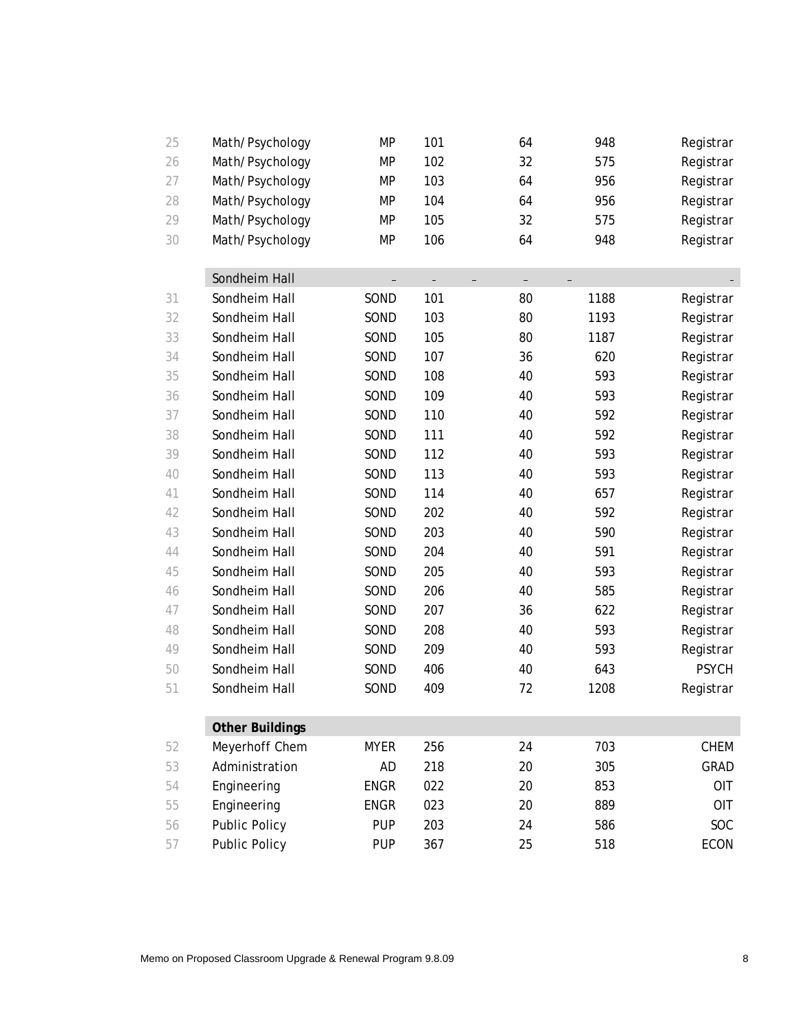| | | | | | | | |
|---|---|---|---|---|---|---|---|
| 25 | Math/Psychology | MP | 101 | | 64 | 948 | Registrar |
| 26 | Math/Psychology | MP | 102 | | 32 | 575 | Registrar |
| 27 | Math/Psychology | MP | 103 | | 64 | 956 | Registrar |
| 28 | Math/Psychology | MP | 104 | | 64 | 956 | Registrar |
| 29 | Math/Psychology | MP | 105 | | 32 | 575 | Registrar |
| 30 | Math/Psychology | MP | 106 | | 64 | 948 | Registrar |
| | Sondheim Hall | – | – | – | – | – | – |
| 31 | Sondheim Hall | SOND | 101 | | 80 | 1188 | Registrar |
| 32 | Sondheim Hall | SOND | 103 | | 80 | 1193 | Registrar |
| 33 | Sondheim Hall | SOND | 105 | | 80 | 1187 | Registrar |
| 34 | Sondheim Hall | SOND | 107 | | 36 | 620 | Registrar |
| 35 | Sondheim Hall | SOND | 108 | | 40 | 593 | Registrar |
| 36 | Sondheim Hall | SOND | 109 | | 40 | 593 | Registrar |
| 37 | Sondheim Hall | SOND | 110 | | 40 | 592 | Registrar |
| 38 | Sondheim Hall | SOND | 111 | | 40 | 592 | Registrar |
| 39 | Sondheim Hall | SOND | 112 | | 40 | 593 | Registrar |
| 40 | Sondheim Hall | SOND | 113 | | 40 | 593 | Registrar |
| 41 | Sondheim Hall | SOND | 114 | | 40 | 657 | Registrar |
| 42 | Sondheim Hall | SOND | 202 | | 40 | 592 | Registrar |
| 43 | Sondheim Hall | SOND | 203 | | 40 | 590 | Registrar |
| 44 | Sondheim Hall | SOND | 204 | | 40 | 591 | Registrar |
| 45 | Sondheim Hall | SOND | 205 | | 40 | 593 | Registrar |
| 46 | Sondheim Hall | SOND | 206 | | 40 | 585 | Registrar |
| 47 | Sondheim Hall | SOND | 207 | | 36 | 622 | Registrar |
| 48 | Sondheim Hall | SOND | 208 | | 40 | 593 | Registrar |
| 49 | Sondheim Hall | SOND | 209 | | 40 | 593 | Registrar |
| 50 | Sondheim Hall | SOND | 406 | | 40 | 643 | PSYCH |
| 51 | Sondheim Hall | SOND | 409 | | 72 | 1208 | Registrar |
| | **Other Buildings** | | | | | | |
| 52 | Meyerhoff Chem | MYER | 256 | | 24 | 703 | CHEM |
| 53 | Administration | AD | 218 | | 20 | 305 | GRAD |
| 54 | Engineering | ENGR | 022 | | 20 | 853 | OIT |
| 55 | Engineering | ENGR | 023 | | 20 | 889 | OIT |
| 56 | Public Policy | PUP | 203 | | 24 | 586 | SOC |
| 57 | Public Policy | PUP | 367 | | 25 | 518 | ECON |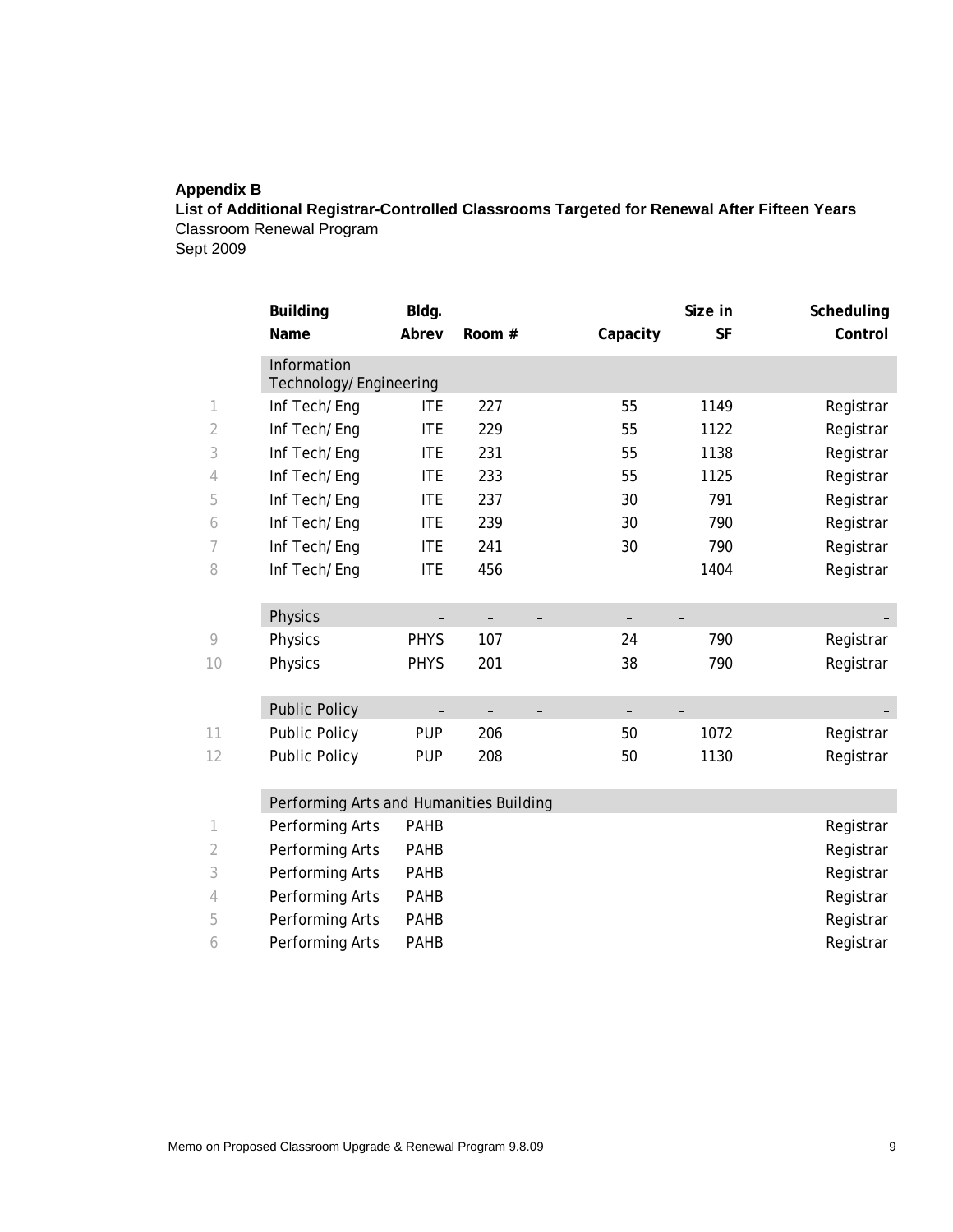**Appendix B**
**List of Additional Registrar-Controlled Classrooms Targeted for Renewal After Fifteen Years**
Classroom Renewal Program
Sept 2009

| | Building Name | Bldg. Abrev | Room # | Capacity | Size in SF | Scheduling Control |
|---|---|---|---|---|---|---|
| | **Information Technology/Engineering** | | | | | |
| 1 | Inf Tech/Eng | ITE | 227 | 55 | 1149 | Registrar |
| 2 | Inf Tech/Eng | ITE | 229 | 55 | 1122 | Registrar |
| 3 | Inf Tech/Eng | ITE | 231 | 55 | 1138 | Registrar |
| 4 | Inf Tech/Eng | ITE | 233 | 55 | 1125 | Registrar |
| 5 | Inf Tech/Eng | ITE | 237 | 30 | 791 | Registrar |
| 6 | Inf Tech/Eng | ITE | 239 | 30 | 790 | Registrar |
| 7 | Inf Tech/Eng | ITE | 241 | 30 | 790 | Registrar |
| 8 | Inf Tech/Eng | ITE | 456 | | 1404 | Registrar |
| | **Physics** | – | – | – | – | – |
| 9 | Physics | PHYS | 107 | 24 | 790 | Registrar |
| 10 | Physics | PHYS | 201 | 38 | 790 | Registrar |
| | **Public Policy** | – | – | – | – | – |
| 11 | Public Policy | PUP | 206 | 50 | 1072 | Registrar |
| 12 | Public Policy | PUP | 208 | 50 | 1130 | Registrar |
| | **Performing Arts and Humanities Building** | | | | | |
| 1 | Performing Arts | PAHB | | | | Registrar |
| 2 | Performing Arts | PAHB | | | | Registrar |
| 3 | Performing Arts | PAHB | | | | Registrar |
| 4 | Performing Arts | PAHB | | | | Registrar |
| 5 | Performing Arts | PAHB | | | | Registrar |
| 6 | Performing Arts | PAHB | | | | Registrar |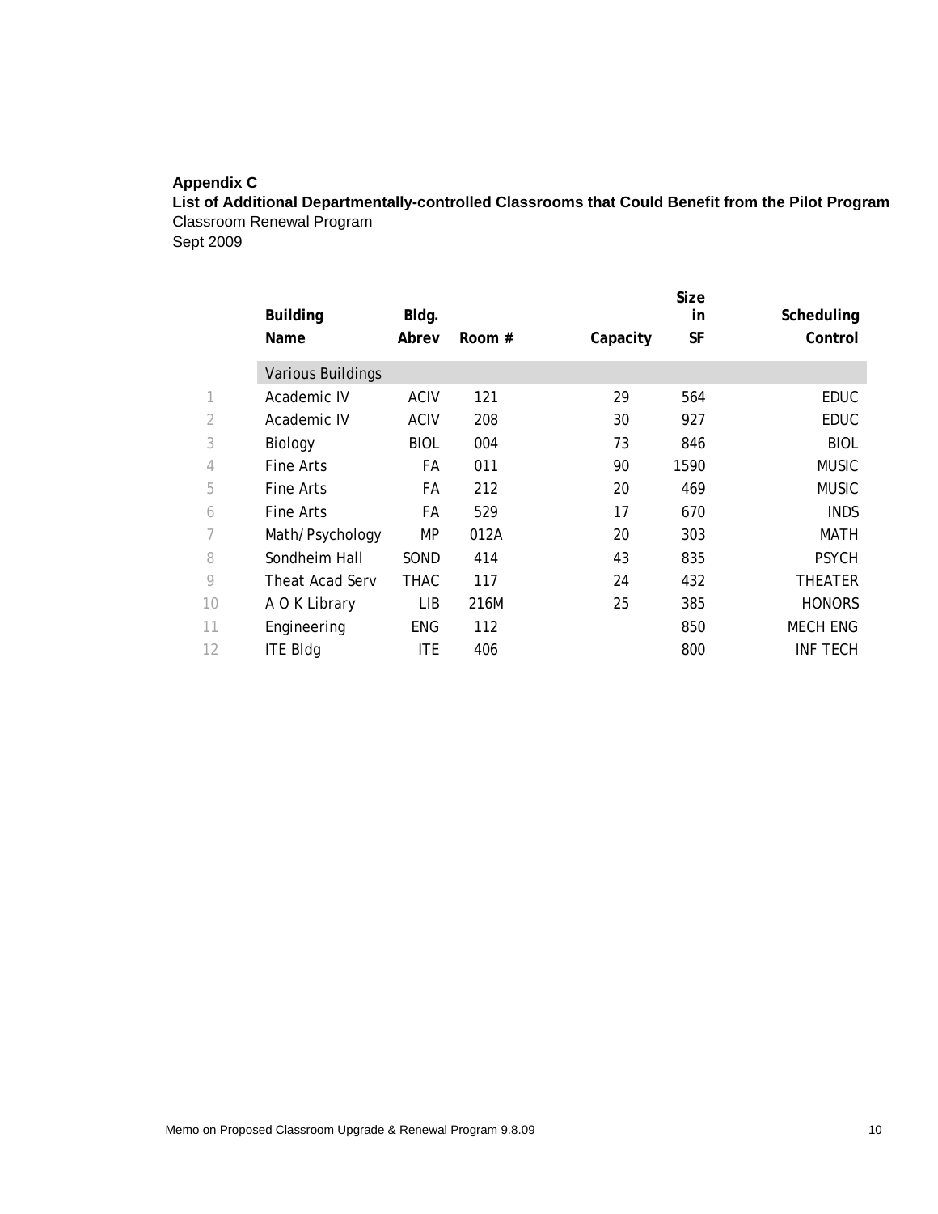**Appendix C**

**List of Additional Departmentally-controlled Classrooms that Could Benefit from the Pilot Program**

Classroom Renewal Program

Sept 2009

| | Building Name | Bldg. Abrev | Room # | Capacity | Size in SF | Scheduling Control |
|---|---|---|---|---|---|---|
| | Various Buildings | | | | | |
| 1 | Academic IV | ACIV | 121 | 29 | 564 | EDUC |
| 2 | Academic IV | ACIV | 208 | 30 | 927 | EDUC |
| 3 | Biology | BIOL | 004 | 73 | 846 | BIOL |
| 4 | Fine Arts | FA | 011 | 90 | 1590 | MUSIC |
| 5 | Fine Arts | FA | 212 | 20 | 469 | MUSIC |
| 6 | Fine Arts | FA | 529 | 17 | 670 | INDS |
| 7 | Math/Psychology | MP | 012A | 20 | 303 | MATH |
| 8 | Sondheim Hall | SOND | 414 | 43 | 835 | PSYCH |
| 9 | Theat Acad Serv | THAC | 117 | 24 | 432 | THEATER |
| 10 | A O K Library | LIB | 216M | 25 | 385 | HONORS |
| 11 | Engineering | ENG | 112 | | 850 | MECH ENG |
| 12 | ITE Bldg | ITE | 406 | | 800 | INF TECH |